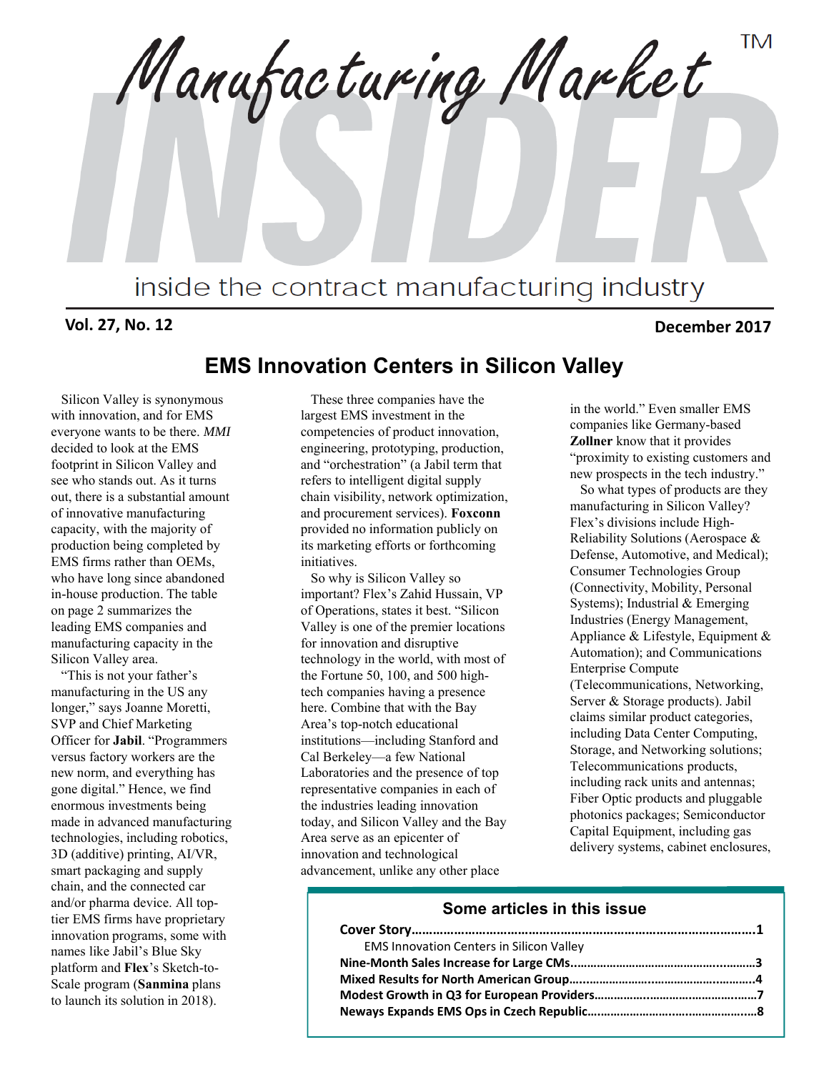# Manufacturing Market INSIDER

inside the contract manufacturing industry

**Vol. 27, No. 12** **December 2017**

## EMS Innovation Centers in Silicon Valley

Silicon Valley is synonymous with innovation, and for EMS everyone wants to be there. *MMI* decided to look at the EMS footprint in Silicon Valley and see who stands out. As it turns out, there is a substantial amount of innovative manufacturing capacity, with the majority of production being completed by EMS firms rather than OEMs, who have long since abandoned in-house production. The table on page 2 summarizes the leading EMS companies and manufacturing capacity in the Silicon Valley area.

"This is not your father's manufacturing in the US any longer," says Joanne Moretti, SVP and Chief Marketing Officer for **Jabil**. "Programmers versus factory workers are the new norm, and everything has gone digital." Hence, we find enormous investments being made in advanced manufacturing technologies, including robotics, 3D (additive) printing, AI/VR, smart packaging and supply chain, and the connected car and/or pharma device. All top-tier EMS firms have proprietary innovation programs, some with names like Jabil's Blue Sky platform and **Flex**'s Sketch-to-Scale program (**Sanmina** plans to launch its solution in 2018).

These three companies have the largest EMS investment in the competencies of product innovation, engineering, prototyping, production, and "orchestration" (a Jabil term that refers to intelligent digital supply chain visibility, network optimization, and procurement services). **Foxconn** provided no information publicly on its marketing efforts or forthcoming initiatives.

So why is Silicon Valley so important? Flex's Zahid Hussain, VP of Operations, states it best. "Silicon Valley is one of the premier locations for innovation and disruptive technology in the world, with most of the Fortune 50, 100, and 500 high-tech companies having a presence here. Combine that with the Bay Area's top-notch educational institutions—including Stanford and Cal Berkeley—a few National Laboratories and the presence of top representative companies in each of the industries leading innovation today, and Silicon Valley and the Bay Area serve as an epicenter of innovation and technological advancement, unlike any other place in the world." Even smaller EMS companies like Germany-based **Zollner** know that it provides "proximity to existing customers and new prospects in the tech industry."

So what types of products are they manufacturing in Silicon Valley? Flex's divisions include High-Reliability Solutions (Aerospace & Defense, Automotive, and Medical); Consumer Technologies Group (Connectivity, Mobility, Personal Systems); Industrial & Emerging Industries (Energy Management, Appliance & Lifestyle, Equipment & Automation); and Communications Enterprise Compute (Telecommunications, Networking, Server & Storage products). Jabil claims similar product categories, including Data Center Computing, Storage, and Networking solutions; Telecommunications products, including rack units and antennas; Fiber Optic products and pluggable photonics packages; Semiconductor Capital Equipment, including gas delivery systems, cabinet enclosures,

### Some articles in this issue

**Cover Story……………………………………………………………………………………1**
EMS Innovation Centers in Silicon Valley
**Nine-Month Sales Increase for Large CMs……………………………………………3**
**Mixed Results for North American Group……………………………………………4**
**Modest Growth in Q3 for European Providers………………………………………7**
**Neways Expands EMS Ops in Czech Republic………………………………………8**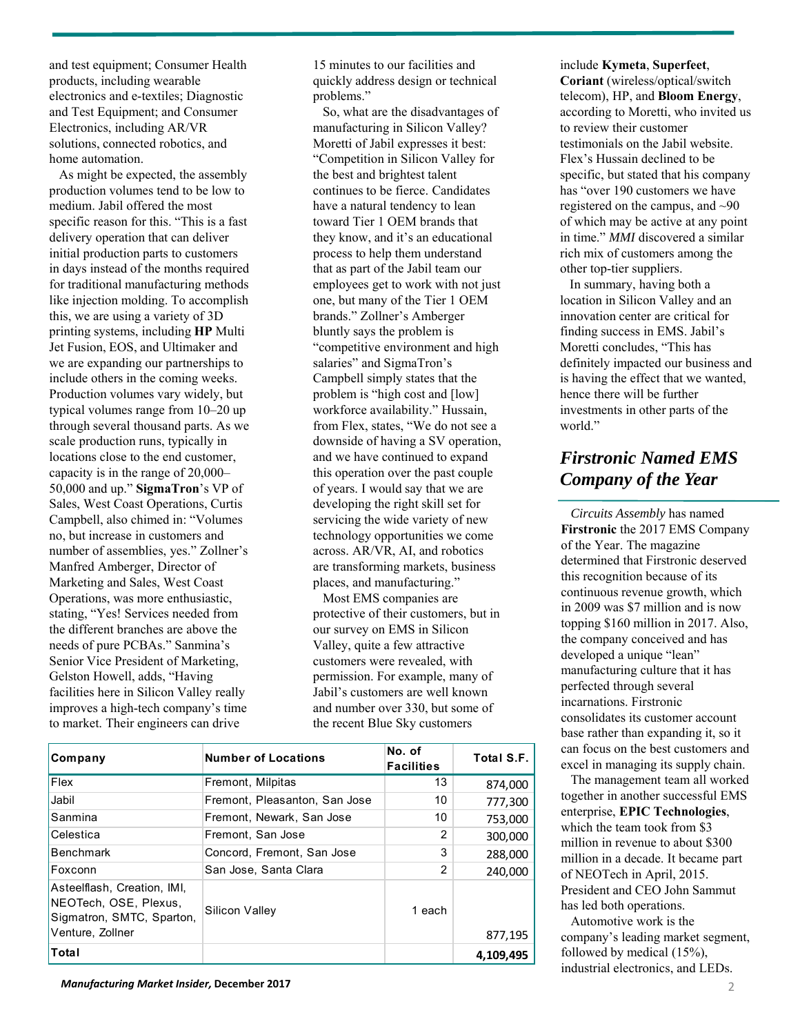and test equipment; Consumer Health products, including wearable electronics and e-textiles; Diagnostic and Test Equipment; and Consumer Electronics, including AR/VR solutions, connected robotics, and home automation.

As might be expected, the assembly production volumes tend to be low to medium. Jabil offered the most specific reason for this. "This is a fast delivery operation that can deliver initial production parts to customers in days instead of the months required for traditional manufacturing methods like injection molding. To accomplish this, we are using a variety of 3D printing systems, including **HP** Multi Jet Fusion, EOS, and Ultimaker and we are expanding our partnerships to include others in the coming weeks. Production volumes vary widely, but typical volumes range from 10–20 up through several thousand parts. As we scale production runs, typically in locations close to the end customer, capacity is in the range of 20,000–50,000 and up." **SigmaTron**'s VP of Sales, West Coast Operations, Curtis Campbell, also chimed in: "Volumes no, but increase in customers and number of assemblies, yes." Zollner's Manfred Amberger, Director of Marketing and Sales, West Coast Operations, was more enthusiastic, stating, "Yes! Services needed from the different branches are above the needs of pure PCBAs." Sanmina's Senior Vice President of Marketing, Gelston Howell, adds, "Having facilities here in Silicon Valley really improves a high-tech company's time to market. Their engineers can drive 15 minutes to our facilities and quickly address design or technical problems."

So, what are the disadvantages of manufacturing in Silicon Valley? Moretti of Jabil expresses it best: "Competition in Silicon Valley for the best and brightest talent continues to be fierce. Candidates have a natural tendency to lean toward Tier 1 OEM brands that they know, and it's an educational process to help them understand that as part of the Jabil team our employees get to work with not just one, but many of the Tier 1 OEM brands." Zollner's Amberger bluntly says the problem is "competitive environment and high salaries" and SigmaTron's Campbell simply states that the problem is "high cost and [low] workforce availability." Hussain, from Flex, states, "We do not see a downside of having a SV operation, and we have continued to expand this operation over the past couple of years. I would say that we are developing the right skill set for servicing the wide variety of new technology opportunities we come across. AR/VR, AI, and robotics are transforming markets, business places, and manufacturing."

Most EMS companies are protective of their customers, but in our survey on EMS in Silicon Valley, quite a few attractive customers were revealed, with permission. For example, many of Jabil's customers are well known and number over 330, but some of the recent Blue Sky customers include **Kymeta**, **Superfeet**, **Coriant** (wireless/optical/switch telecom), HP, and **Bloom Energy**, according to Moretti, who invited us to review their customer testimonials on the Jabil website. Flex's Hussain declined to be specific, but stated that his company has "over 190 customers we have registered on the campus, and ~90 of which may be active at any point in time." *MMI* discovered a similar rich mix of customers among the other top-tier suppliers.

In summary, having both a location in Silicon Valley and an innovation center are critical for finding success in EMS. Jabil's Moretti concludes, "This has definitely impacted our business and is having the effect that we wanted, hence there will be further investments in other parts of the world."

| Company | Number of Locations | No. of Facilities | Total S.F. |
|---|---|---|---|
| Flex | Fremont, Milpitas | 13 | 874,000 |
| Jabil | Fremont, Pleasanton, San Jose | 10 | 777,300 |
| Sanmina | Fremont, Newark, San Jose | 10 | 753,000 |
| Celestica | Fremont, San Jose | 2 | 300,000 |
| Benchmark | Concord, Fremont, San Jose | 3 | 288,000 |
| Foxconn | San Jose, Santa Clara | 2 | 240,000 |
| Asteelflash, Creation, IMI, NEOTech, OSE, Plexus, Sigmatron, SMTC, Sparton, Venture, Zollner | Silicon Valley | 1 each | 877,195 |
| **Total** | | | **4,109,495** |

## *Firstronic Named EMS Company of the Year*

*Circuits Assembly* has named **Firstronic** the 2017 EMS Company of the Year. The magazine determined that Firstronic deserved this recognition because of its continuous revenue growth, which in 2009 was $7 million and is now topping $160 million in 2017. Also, the company conceived and has developed a unique "lean" manufacturing culture that it has perfected through several incarnations. Firstronic consolidates its customer account base rather than expanding it, so it can focus on the best customers and excel in managing its supply chain.

The management team all worked together in another successful EMS enterprise, **EPIC Technologies**, which the team took from $3 million in revenue to about $300 million in a decade. It became part of NEOTech in April, 2015. President and CEO John Sammut has led both operations.

Automotive work is the company's leading market segment, followed by medical (15%), industrial electronics, and LEDs.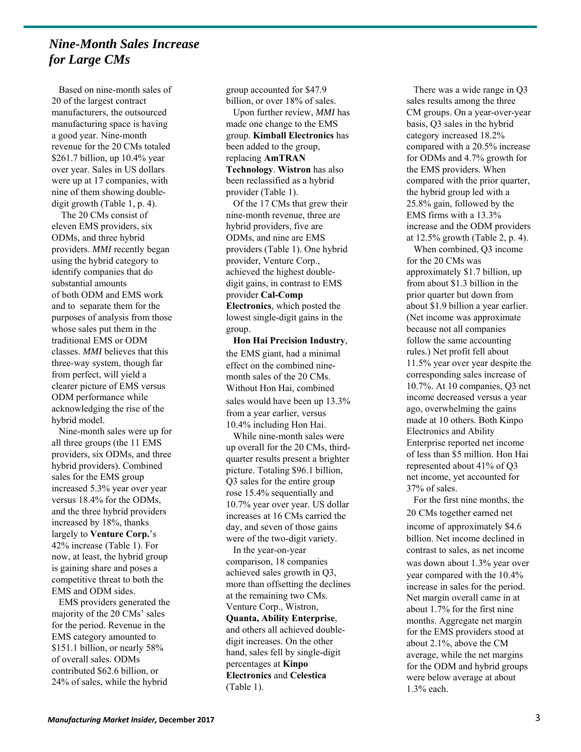# *Nine-Month Sales Increase for Large CMs*

Based on nine-month sales of 20 of the largest contract manufacturers, the outsourced manufacturing space is having a good year. Nine-month revenue for the 20 CMs totaled $261.7 billion, up 10.4% year over year. Sales in US dollars were up at 17 companies, with nine of them showing double-digit growth (Table 1, p. 4).

The 20 CMs consist of eleven EMS providers, six ODMs, and three hybrid providers. *MMI* recently began using the hybrid category to identify companies that do substantial amounts of both ODM and EMS work and to separate them for the purposes of analysis from those whose sales put them in the traditional EMS or ODM classes. *MMI* believes that this three-way system, though far from perfect, will yield a clearer picture of EMS versus ODM performance while acknowledging the rise of the hybrid model.

Nine-month sales were up for all three groups (the 11 EMS providers, six ODMs, and three hybrid providers). Combined sales for the EMS group increased 5.3% year over year versus 18.4% for the ODMs, and the three hybrid providers increased by 18%, thanks largely to **Venture Corp.**'s 42% increase (Table 1). For now, at least, the hybrid group is gaining share and poses a competitive threat to both the EMS and ODM sides.

EMS providers generated the majority of the 20 CMs' sales for the period. Revenue in the EMS category amounted to $151.1 billion, or nearly 58% of overall sales. ODMs contributed $62.6 billion, or 24% of sales, while the hybrid group accounted for $47.9 billion, or over 18% of sales.

Upon further review, *MMI* has made one change to the EMS group. **Kimball Electronics** has been added to the group, replacing **AmTRAN Technology**. **Wistron** has also been reclassified as a hybrid provider (Table 1).

Of the 17 CMs that grew their nine-month revenue, three are hybrid providers, five are ODMs, and nine are EMS providers (Table 1). One hybrid provider, Venture Corp., achieved the highest double-digit gains, in contrast to EMS provider **Cal-Comp Electronics**, which posted the lowest single-digit gains in the group.

**Hon Hai Precision Industry**, the EMS giant, had a minimal effect on the combined nine-month sales of the 20 CMs. Without Hon Hai, combined sales would have been up 13.3% from a year earlier, versus 10.4% including Hon Hai.

While nine-month sales were up overall for the 20 CMs, third-quarter results present a brighter picture. Totaling $96.1 billion, Q3 sales for the entire group rose 15.4% sequentially and 10.7% year over year. US dollar increases at 16 CMs carried the day, and seven of those gains were of the two-digit variety.

In the year-on-year comparison, 18 companies achieved sales growth in Q3, more than offsetting the declines at the remaining two CMs. Venture Corp., Wistron, **Quanta, Ability Enterprise**, and others all achieved double-digit increases. On the other hand, sales fell by single-digit percentages at **Kinpo Electronics** and **Celestica** (Table 1).

There was a wide range in Q3 sales results among the three CM groups. On a year-over-year basis, Q3 sales in the hybrid category increased 18.2% compared with a 20.5% increase for ODMs and 4.7% growth for the EMS providers. When compared with the prior quarter, the hybrid group led with a 25.8% gain, followed by the EMS firms with a 13.3% increase and the ODM providers at 12.5% growth (Table 2, p. 4).

When combined, Q3 income for the 20 CMs was approximately $1.7 billion, up from about $1.3 billion in the prior quarter but down from about $1.9 billion a year earlier. (Net income was approximate because not all companies follow the same accounting rules.) Net profit fell about 11.5% year over year despite the corresponding sales increase of 10.7%. At 10 companies, Q3 net income decreased versus a year ago, overwhelming the gains made at 10 others. Both Kinpo Electronics and Ability Enterprise reported net income of less than $5 million. Hon Hai represented about 41% of Q3 net income, yet accounted for 37% of sales.

For the first nine months, the 20 CMs together earned net income of approximately $4.6 billion. Net income declined in contrast to sales, as net income was down about 1.3% year over year compared with the 10.4% increase in sales for the period. Net margin overall came in at about 1.7% for the first nine months. Aggregate net margin for the EMS providers stood at about 2.1%, above the CM average, while the net margins for the ODM and hybrid groups were below average at about 1.3% each.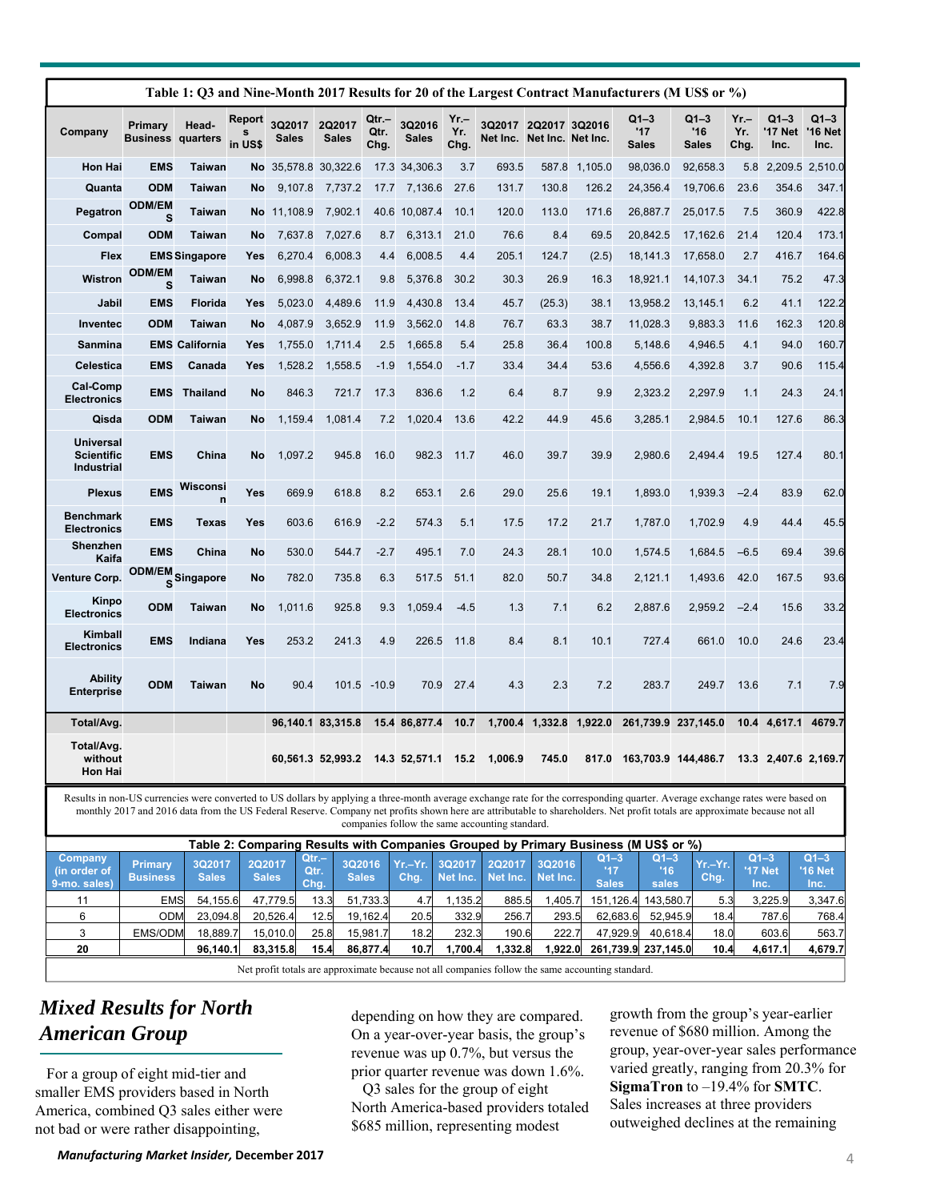**Table 1: Q3 and Nine-Month 2017 Results for 20 of the Largest Contract Manufacturers (M US$ or %)**

| Company | Primary Business | Headquarters | Reports in US$ | 3Q2017 Sales | 2Q2017 Sales | Qtr.–Qtr. Chg. | 3Q2016 Sales | Yr.–Yr. Chg. | 3Q2017 Net Inc. | 2Q2017 Net Inc. | 3Q2016 Net Inc. | Q1–3 '17 Sales | Q1–3 '16 Sales | Yr.–Yr. Chg. | Q1–3 '17 Net Inc. | Q1–3 '16 Net Inc. |
|---|---|---|---|---|---|---|---|---|---|---|---|---|---|---|---|---|
| Hon Hai | EMS | Taiwan | No | 35,578.8 | 30,322.6 | 17.3 | 34,306.3 | 3.7 | 693.5 | 587.8 | 1,105.0 | 98,036.0 | 92,658.3 | 5.8 | 2,209.5 | 2,510.0 |
| Quanta | ODM | Taiwan | No | 9,107.8 | 7,737.2 | 17.7 | 7,136.6 | 27.6 | 131.7 | 130.8 | 126.2 | 24,356.4 | 19,706.6 | 23.6 | 354.6 | 347.1 |
| Pegatron | ODM/EMS | Taiwan | No | 11,108.9 | 7,902.1 | 40.6 | 10,087.4 | 10.1 | 120.0 | 113.0 | 171.6 | 26,887.7 | 25,017.5 | 7.5 | 360.9 | 422.8 |
| Compal | ODM | Taiwan | No | 7,637.8 | 7,027.6 | 8.7 | 6,313.1 | 21.0 | 76.6 | 8.4 | 69.5 | 20,842.5 | 17,162.6 | 21.4 | 120.4 | 173.1 |
| Flex | EMS | Singapore | Yes | 6,270.4 | 6,008.3 | 4.4 | 6,008.5 | 4.4 | 205.1 | 124.7 | (2.5) | 18,141.3 | 17,658.0 | 2.7 | 416.7 | 164.6 |
| Wistron | ODM/EMS | Taiwan | No | 6,998.8 | 6,372.1 | 9.8 | 5,376.8 | 30.2 | 30.3 | 26.9 | 16.3 | 18,921.1 | 14,107.3 | 34.1 | 75.2 | 47.3 |
| Jabil | EMS | Florida | Yes | 5,023.0 | 4,489.6 | 11.9 | 4,430.8 | 13.4 | 45.7 | (25.3) | 38.1 | 13,958.2 | 13,145.1 | 6.2 | 41.1 | 122.2 |
| Inventec | ODM | Taiwan | No | 4,087.9 | 3,652.9 | 11.9 | 3,562.0 | 14.8 | 76.7 | 63.3 | 38.7 | 11,028.3 | 9,883.3 | 11.6 | 162.3 | 120.8 |
| Sanmina | EMS | California | Yes | 1,755.0 | 1,711.4 | 2.5 | 1,665.8 | 5.4 | 25.8 | 36.4 | 100.8 | 5,148.6 | 4,946.5 | 4.1 | 94.0 | 160.7 |
| Celestica | EMS | Canada | Yes | 1,528.2 | 1,558.5 | -1.9 | 1,554.0 | -1.7 | 33.4 | 34.4 | 53.6 | 4,556.6 | 4,392.8 | 3.7 | 90.6 | 115.4 |
| Cal-Comp Electronics | EMS | Thailand | No | 846.3 | 721.7 | 17.3 | 836.6 | 1.2 | 6.4 | 8.7 | 9.9 | 2,323.2 | 2,297.9 | 1.1 | 24.3 | 24.1 |
| Qisda | ODM | Taiwan | No | 1,159.4 | 1,081.4 | 7.2 | 1,020.4 | 13.6 | 42.2 | 44.9 | 45.6 | 3,285.1 | 2,984.5 | 10.1 | 127.6 | 86.3 |
| Universal Scientific Industrial | EMS | China | No | 1,097.2 | 945.8 | 16.0 | 982.3 | 11.7 | 46.0 | 39.7 | 39.9 | 2,980.6 | 2,494.4 | 19.5 | 127.4 | 80.1 |
| Plexus | EMS | Wisconsin | Yes | 669.9 | 618.8 | 8.2 | 653.1 | 2.6 | 29.0 | 25.6 | 19.1 | 1,893.0 | 1,939.3 | –2.4 | 83.9 | 62.0 |
| Benchmark Electronics | EMS | Texas | Yes | 603.6 | 616.9 | -2.2 | 574.3 | 5.1 | 17.5 | 17.2 | 21.7 | 1,787.0 | 1,702.9 | 4.9 | 44.4 | 45.5 |
| Shenzhen Kaifa | EMS | China | No | 530.0 | 544.7 | -2.7 | 495.1 | 7.0 | 24.3 | 28.1 | 10.0 | 1,574.5 | 1,684.5 | –6.5 | 69.4 | 39.6 |
| Venture Corp. | ODM/EMS | Singapore | No | 782.0 | 735.8 | 6.3 | 517.5 | 51.1 | 82.0 | 50.7 | 34.8 | 2,121.1 | 1,493.6 | 42.0 | 167.5 | 93.6 |
| Kinpo Electronics | ODM | Taiwan | No | 1,011.6 | 925.8 | 9.3 | 1,059.4 | -4.5 | 1.3 | 7.1 | 6.2 | 2,887.6 | 2,959.2 | –2.4 | 15.6 | 33.2 |
| Kimball Electronics | EMS | Indiana | Yes | 253.2 | 241.3 | 4.9 | 226.5 | 11.8 | 8.4 | 8.1 | 10.1 | 727.4 | 661.0 | 10.0 | 24.6 | 23.4 |
| Ability Enterprise | ODM | Taiwan | No | 90.4 | 101.5 | -10.9 | 70.9 | 27.4 | 4.3 | 2.3 | 7.2 | 283.7 | 249.7 | 13.6 | 7.1 | 7.9 |
| **Total/Avg.** | | | | **96,140.1** | **83,315.8** | **15.4** | **86,877.4** | **10.7** | **1,700.4** | **1,332.8** | **1,922.0** | **261,739.9** | **237,145.0** | **10.4** | **4,617.1** | **4679.7** |
| **Total/Avg. without Hon Hai** | | | | **60,561.3** | **52,993.2** | **14.3** | **52,571.1** | **15.2** | **1,006.9** | **745.0** | **817.0** | **163,703.9** | **144,486.7** | **13.3** | **2,407.6** | **2,169.7** |

Results in non-US currencies were converted to US dollars by applying a three-month average exchange rate for the corresponding quarter. Average exchange rates were based on monthly 2017 and 2016 data from the US Federal Reserve. Company net profits shown here are attributable to shareholders. Net profit totals are approximate because not all companies follow the same accounting standard.

**Table 2: Comparing Results with Companies Grouped by Primary Business (M US$ or %)**

| Company (in order of 9-mo. sales) | Primary Business | 3Q2017 Sales | 2Q2017 Sales | Qtr.–Qtr. Chg. | 3Q2016 Sales | Yr.–Yr. Chg. | 3Q2017 Net Inc. | 2Q2017 Net Inc. | 3Q2016 Net Inc. | Q1–3 '17 Sales | Q1–3 '16 sales | Yr.–Yr. Chg. | Q1–3 '17 Net Inc. | Q1–3 '16 Net Inc. |
|---|---|---|---|---|---|---|---|---|---|---|---|---|---|---|
| 11 | EMS | 54,155.6 | 47,779.5 | 13.3 | 51,733.3 | 4.7 | 1,135.2 | 885.5 | 1,405.7 | 151,126.4 | 143,580.7 | 5.3 | 3,225.9 | 3,347.6 |
| 6 | ODM | 23,094.8 | 20,526.4 | 12.5 | 19,162.4 | 20.5 | 332.9 | 256.7 | 293.5 | 62,683.6 | 52,945.9 | 18.4 | 787.6 | 768.4 |
| 3 | EMS/ODM | 18,889.7 | 15,010.0 | 25.8 | 15,981.7 | 18.2 | 232.3 | 190.6 | 222.7 | 47,929.9 | 40,618.4 | 18.0 | 603.6 | 563.7 |
| **20** | | **96,140.1** | **83,315.8** | **15.4** | **86,877.4** | **10.7** | **1,700.4** | **1,332.8** | **1,922.0** | **261,739.9** | **237,145.0** | **10.4** | **4,617.1** | **4,679.7** |

Net profit totals are approximate because not all companies follow the same accounting standard.

## *Mixed Results for North American Group*

For a group of eight mid-tier and smaller EMS providers based in North America, combined Q3 sales either were not bad or were rather disappointing, depending on how they are compared. On a year-over-year basis, the group's revenue was up 0.7%, but versus the prior quarter revenue was down 1.6%.

Q3 sales for the group of eight North America-based providers totaled $685 million, representing modest growth from the group's year-earlier revenue of $680 million. Among the group, year-over-year sales performance varied greatly, ranging from 20.3% for **SigmaTron** to –19.4% for **SMTC**. Sales increases at three providers outweighed declines at the remaining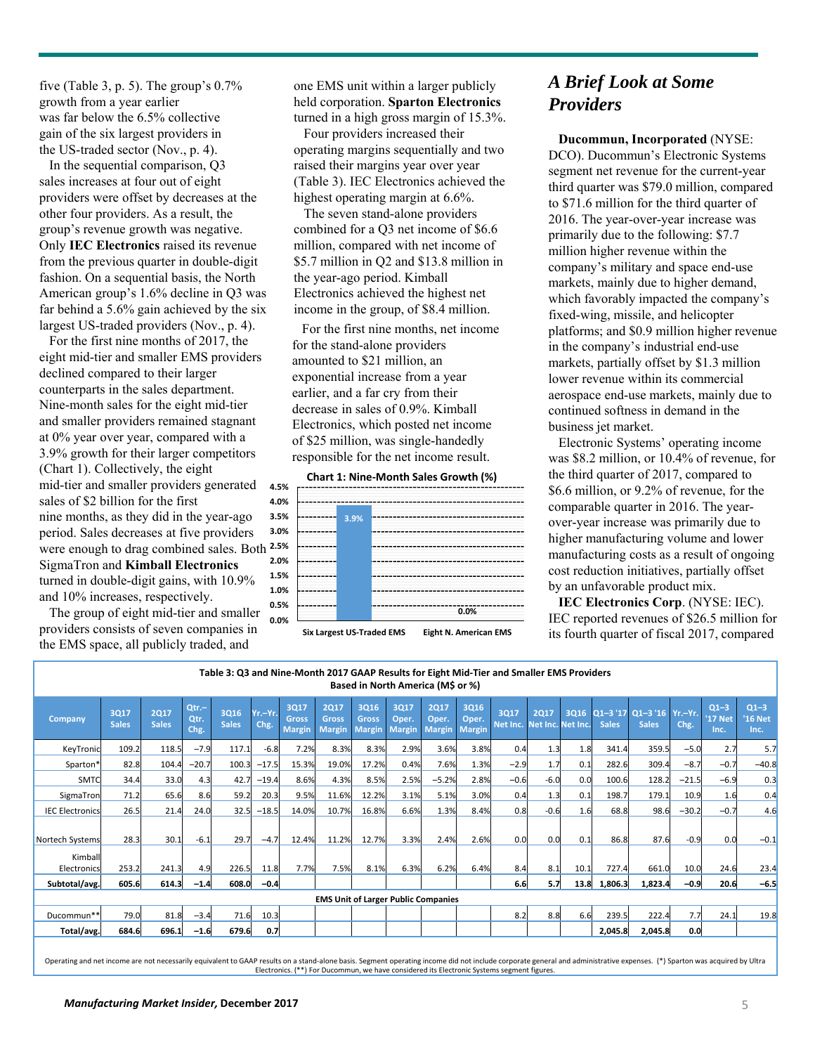five (Table 3, p. 5). The group's 0.7% growth from a year earlier was far below the 6.5% collective gain of the six largest providers in the US-traded sector (Nov., p. 4).

In the sequential comparison, Q3 sales increases at four out of eight providers were offset by decreases at the other four providers. As a result, the group's revenue growth was negative. Only **IEC Electronics** raised its revenue from the previous quarter in double-digit fashion. On a sequential basis, the North American group's 1.6% decline in Q3 was far behind a 5.6% gain achieved by the six largest US-traded providers (Nov., p. 4).

For the first nine months of 2017, the eight mid-tier and smaller EMS providers declined compared to their larger counterparts in the sales department. Nine-month sales for the eight mid-tier and smaller providers remained stagnant at 0% year over year, compared with a 3.9% growth for their larger competitors (Chart 1). Collectively, the eight mid-tier and smaller providers generated sales of $2 billion for the first nine months, as they did in the year-ago period. Sales decreases at five providers were enough to drag combined sales. Both SigmaTron and **Kimball Electronics** turned in double-digit gains, with 10.9% and 10% increases, respectively.

The group of eight mid-tier and smaller providers consists of seven companies in the EMS space, all publicly traded, and one EMS unit within a larger publicly held corporation. **Sparton Electronics** turned in a high gross margin of 15.3%.

Four providers increased their operating margins sequentially and two raised their margins year over year (Table 3). IEC Electronics achieved the highest operating margin at 6.6%.

The seven stand-alone providers combined for a Q3 net income of $6.6 million, compared with net income of $5.7 million in Q2 and $13.8 million in the year-ago period. Kimball Electronics achieved the highest net income in the group, of $8.4 million.

For the first nine months, net income for the stand-alone providers amounted to $21 million, an exponential increase from a year earlier, and a far cry from their decrease in sales of 0.9%. Kimball Electronics, which posted net income of $25 million, was single-handedly responsible for the net income result.

**Chart 1: Nine-Month Sales Growth (%)**

| | Nine-Month Sales Growth (%) |
|---|---|
| Six Largest US-Traded EMS | 3.9% |
| Eight N. American EMS | 0.0% |

## *A Brief Look at Some Providers*

**Ducommun, Incorporated** (NYSE: DCO). Ducommun's Electronic Systems segment net revenue for the current-year third quarter was $79.0 million, compared to $71.6 million for the third quarter of 2016. The year-over-year increase was primarily due to the following: $7.7 million higher revenue within the company's military and space end-use markets, mainly due to higher demand, which favorably impacted the company's fixed-wing, missile, and helicopter platforms; and $0.9 million higher revenue in the company's industrial end-use markets, partially offset by $1.3 million lower revenue within its commercial aerospace end-use markets, mainly due to continued softness in demand in the business jet market.

Electronic Systems' operating income was $8.2 million, or 10.4% of revenue, for the third quarter of 2017, compared to $6.6 million, or 9.2% of revenue, for the comparable quarter in 2016. The year-over-year increase was primarily due to higher manufacturing volume and lower manufacturing costs as a result of ongoing cost reduction initiatives, partially offset by an unfavorable product mix.

**IEC Electronics Corp**. (NYSE: IEC). IEC reported revenues of $26.5 million for its fourth quarter of fiscal 2017, compared

**Table 3: Q3 and Nine-Month 2017 GAAP Results for Eight Mid-Tier and Smaller EMS Providers Based in North America (M$ or %)**

| Company | 3Q17 Sales | 2Q17 Sales | Qtr.–Qtr. Chg. | 3Q16 Sales | Yr.–Yr. Chg. | 3Q17 Gross Margin | 2Q17 Gross Margin | 3Q16 Gross Margin | 3Q17 Oper. Margin | 2Q17 Oper. Margin | 3Q16 Oper. Margin | 3Q17 Net Inc. | 2Q17 Net Inc. | 3Q16 Net Inc. | Q1–3 '17 Sales | Q1–3 '16 Sales | Yr.–Yr. Chg. | Q1–3 '17 Net Inc. | Q1–3 '16 Net Inc. |
|---|---|---|---|---|---|---|---|---|---|---|---|---|---|---|---|---|---|---|---|
| KeyTronic | 109.2 | 118.5 | −7.9 | 117.1 | -6.8 | 7.2% | 8.3% | 8.3% | 2.9% | 3.6% | 3.8% | 0.4 | 1.3 | 1.8 | 341.4 | 359.5 | −5.0 | 2.7 | 5.7 |
| Sparton* | 82.8 | 104.4 | −20.7 | 100.3 | −17.5 | 15.3% | 19.0% | 17.2% | 0.4% | 7.6% | 1.3% | −2.9 | 1.7 | 0.1 | 282.6 | 309.4 | −8.7 | −0.7 | −40.8 |
| SMTC | 34.4 | 33.0 | 4.3 | 42.7 | −19.4 | 8.6% | 4.3% | 8.5% | 2.5% | −5.2% | 2.8% | −0.6 | -6.0 | 0.0 | 100.6 | 128.2 | −21.5 | −6.9 | 0.3 |
| SigmaTron | 71.2 | 65.6 | 8.6 | 59.2 | 20.3 | 9.5% | 11.6% | 12.2% | 3.1% | 5.1% | 3.0% | 0.4 | 1.3 | 0.1 | 198.7 | 179.1 | 10.9 | 1.6 | 0.4 |
| IEC Electronics | 26.5 | 21.4 | 24.0 | 32.5 | −18.5 | 14.0% | 10.7% | 16.8% | 6.6% | 1.3% | 8.4% | 0.8 | -0.6 | 1.6 | 68.8 | 98.6 | −30.2 | −0.7 | 4.6 |
| Nortech Systems | 28.3 | 30.1 | -6.1 | 29.7 | −4.7 | 12.4% | 11.2% | 12.7% | 3.3% | 2.4% | 2.6% | 0.0 | 0.0 | 0.1 | 86.8 | 87.6 | -0.9 | 0.0 | −0.1 |
| Kimball Electronics | 253.2 | 241.3 | 4.9 | 226.5 | 11.8 | 7.7% | 7.5% | 8.1% | 6.3% | 6.2% | 6.4% | 8.4 | 8.1 | 10.1 | 727.4 | 661.0 | 10.0 | 24.6 | 23.4 |
| **Subtotal/avg.** | **605.6** | **614.3** | **−1.4** | **608.0** | **−0.4** | | | | | | | **6.6** | **5.7** | **13.8** | **1,806.3** | **1,823.4** | **−0.9** | **20.6** | **−6.5** |
| **EMS Unit of Larger Public Companies** | | | | | | | | | | | | | | | | | | | |
| Ducommun** | 79.0 | 81.8 | −3.4 | 71.6 | 10.3 | | | | | | | 8.2 | 8.8 | 6.6 | 239.5 | 222.4 | 7.7 | 24.1 | 19.8 |
| **Total/avg.** | **684.6** | **696.1** | **−1.6** | **679.6** | **0.7** | | | | | | | | | | **2,045.8** | **2,045.8** | **0.0** | | |

Operating and net income are not necessarily equivalent to GAAP results on a stand-alone basis. Segment operating income did not include corporate general and administrative expenses. (*) Sparton was acquired by Ultra Electronics. (**) For Ducommun, we have considered its Electronic Systems segment figures.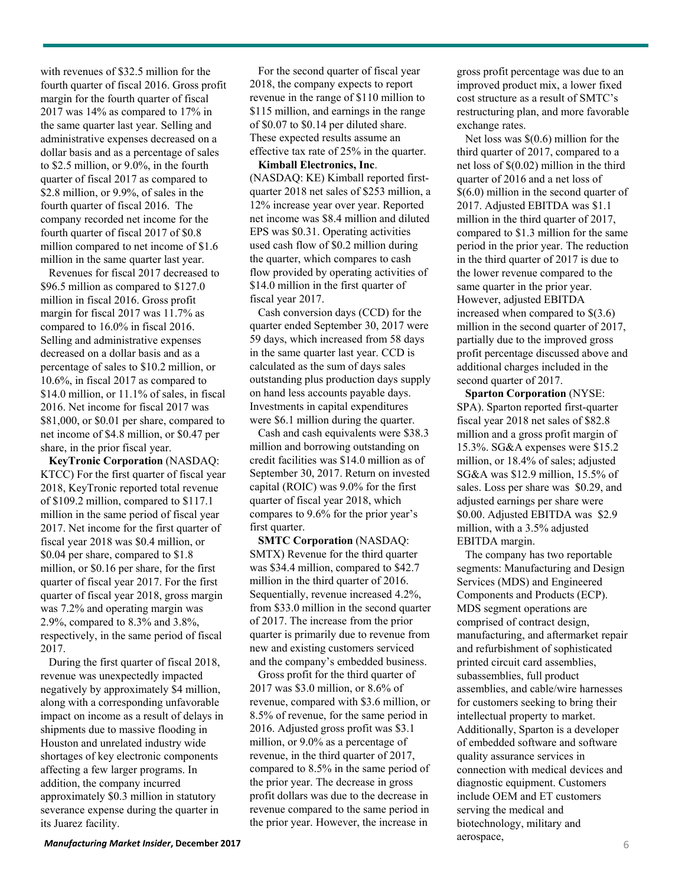with revenues of $32.5 million for the fourth quarter of fiscal 2016. Gross profit margin for the fourth quarter of fiscal 2017 was 14% as compared to 17% in the same quarter last year. Selling and administrative expenses decreased on a dollar basis and as a percentage of sales to $2.5 million, or 9.0%, in the fourth quarter of fiscal 2017 as compared to $2.8 million, or 9.9%, of sales in the fourth quarter of fiscal 2016. The company recorded net income for the fourth quarter of fiscal 2017 of $0.8 million compared to net income of $1.6 million in the same quarter last year.

Revenues for fiscal 2017 decreased to $96.5 million as compared to $127.0 million in fiscal 2016. Gross profit margin for fiscal 2017 was 11.7% as compared to 16.0% in fiscal 2016. Selling and administrative expenses decreased on a dollar basis and as a percentage of sales to $10.2 million, or 10.6%, in fiscal 2017 as compared to $14.0 million, or 11.1% of sales, in fiscal 2016. Net income for fiscal 2017 was $81,000, or $0.01 per share, compared to net income of $4.8 million, or $0.47 per share, in the prior fiscal year.

**KeyTronic Corporation** (NASDAQ: KTCC) For the first quarter of fiscal year 2018, KeyTronic reported total revenue of $109.2 million, compared to $117.1 million in the same period of fiscal year 2017. Net income for the first quarter of fiscal year 2018 was $0.4 million, or $0.04 per share, compared to $1.8 million, or $0.16 per share, for the first quarter of fiscal year 2017. For the first quarter of fiscal year 2018, gross margin was 7.2% and operating margin was 2.9%, compared to 8.3% and 3.8%, respectively, in the same period of fiscal 2017.

During the first quarter of fiscal 2018, revenue was unexpectedly impacted negatively by approximately $4 million, along with a corresponding unfavorable impact on income as a result of delays in shipments due to massive flooding in Houston and unrelated industry wide shortages of key electronic components affecting a few larger programs. In addition, the company incurred approximately $0.3 million in statutory severance expense during the quarter in its Juarez facility.

For the second quarter of fiscal year 2018, the company expects to report revenue in the range of $110 million to $115 million, and earnings in the range of $0.07 to $0.14 per diluted share. These expected results assume an effective tax rate of 25% in the quarter.

**Kimball Electronics, Inc**. (NASDAQ: KE) Kimball reported first-quarter 2018 net sales of $253 million, a 12% increase year over year. Reported net income was $8.4 million and diluted EPS was $0.31. Operating activities used cash flow of $0.2 million during the quarter, which compares to cash flow provided by operating activities of $14.0 million in the first quarter of fiscal year 2017.

Cash conversion days (CCD) for the quarter ended September 30, 2017 were 59 days, which increased from 58 days in the same quarter last year. CCD is calculated as the sum of days sales outstanding plus production days supply on hand less accounts payable days. Investments in capital expenditures were $6.1 million during the quarter.

Cash and cash equivalents were $38.3 million and borrowing outstanding on credit facilities was $14.0 million as of September 30, 2017. Return on invested capital (ROIC) was 9.0% for the first quarter of fiscal year 2018, which compares to 9.6% for the prior year's first quarter.

**SMTC Corporation** (NASDAQ: SMTX) Revenue for the third quarter was $34.4 million, compared to $42.7 million in the third quarter of 2016. Sequentially, revenue increased 4.2%, from $33.0 million in the second quarter of 2017. The increase from the prior quarter is primarily due to revenue from new and existing customers serviced and the company's embedded business.

Gross profit for the third quarter of 2017 was $3.0 million, or 8.6% of revenue, compared with $3.6 million, or 8.5% of revenue, for the same period in 2016. Adjusted gross profit was $3.1 million, or 9.0% as a percentage of revenue, in the third quarter of 2017, compared to 8.5% in the same period of the prior year. The decrease in gross profit dollars was due to the decrease in revenue compared to the same period in the prior year. However, the increase in gross profit percentage was due to an improved product mix, a lower fixed cost structure as a result of SMTC's restructuring plan, and more favorable exchange rates.

Net loss was $(0.6) million for the third quarter of 2017, compared to a net loss of $(0.02) million in the third quarter of 2016 and a net loss of $(6.0) million in the second quarter of 2017. Adjusted EBITDA was $1.1 million in the third quarter of 2017, compared to $1.3 million for the same period in the prior year. The reduction in the third quarter of 2017 is due to the lower revenue compared to the same quarter in the prior year. However, adjusted EBITDA increased when compared to $(3.6) million in the second quarter of 2017, partially due to the improved gross profit percentage discussed above and additional charges included in the second quarter of 2017.

**Sparton Corporation** (NYSE: SPA). Sparton reported first-quarter fiscal year 2018 net sales of $82.8 million and a gross profit margin of 15.3%. SG&A expenses were $15.2 million, or 18.4% of sales; adjusted SG&A was $12.9 million, 15.5% of sales. Loss per share was $0.29, and adjusted earnings per share were $0.00. Adjusted EBITDA was $2.9 million, with a 3.5% adjusted EBITDA margin.

The company has two reportable segments: Manufacturing and Design Services (MDS) and Engineered Components and Products (ECP). MDS segment operations are comprised of contract design, manufacturing, and aftermarket repair and refurbishment of sophisticated printed circuit card assemblies, subassemblies, full product assemblies, and cable/wire harnesses for customers seeking to bring their intellectual property to market. Additionally, Sparton is a developer of embedded software and software quality assurance services in connection with medical devices and diagnostic equipment. Customers include OEM and ET customers serving the medical and biotechnology, military and aerospace,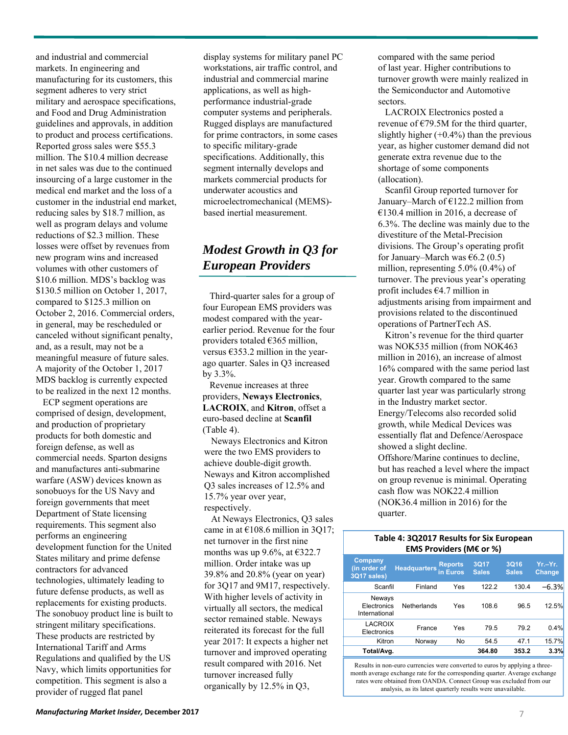and industrial and commercial markets. In engineering and manufacturing for its customers, this segment adheres to very strict military and aerospace specifications, and Food and Drug Administration guidelines and approvals, in addition to product and process certifications. Reported gross sales were $55.3 million. The $10.4 million decrease in net sales was due to the continued insourcing of a large customer in the medical end market and the loss of a customer in the industrial end market, reducing sales by $18.7 million, as well as program delays and volume reductions of $2.3 million. These losses were offset by revenues from new program wins and increased volumes with other customers of $10.6 million. MDS's backlog was $130.5 million on October 1, 2017, compared to $125.3 million on October 2, 2016. Commercial orders, in general, may be rescheduled or canceled without significant penalty, and, as a result, may not be a meaningful measure of future sales. A majority of the October 1, 2017 MDS backlog is currently expected to be realized in the next 12 months.

ECP segment operations are comprised of design, development, and production of proprietary products for both domestic and foreign defense, as well as commercial needs. Sparton designs and manufactures anti-submarine warfare (ASW) devices known as sonobuoys for the US Navy and foreign governments that meet Department of State licensing requirements. This segment also performs an engineering development function for the United States military and prime defense contractors for advanced technologies, ultimately leading to future defense products, as well as replacements for existing products. The sonobuoy product line is built to stringent military specifications. These products are restricted by International Tariff and Arms Regulations and qualified by the US Navy, which limits opportunities for competition. This segment is also a provider of rugged flat panel display systems for military panel PC workstations, air traffic control, and industrial and commercial marine applications, as well as high-performance industrial-grade computer systems and peripherals. Rugged displays are manufactured for prime contractors, in some cases to specific military-grade specifications. Additionally, this segment internally develops and markets commercial products for underwater acoustics and microelectromechanical (MEMS)-based inertial measurement.

## *Modest Growth in Q3 for European Providers*

Third-quarter sales for a group of four European EMS providers was modest compared with the year-earlier period. Revenue for the four providers totaled €365 million, versus €353.2 million in the year-ago quarter. Sales in Q3 increased by 3.3%.

Revenue increases at three providers, **Neways Electronics**, **LACROIX**, and **Kitron**, offset a euro-based decline at **Scanfil** (Table 4).

Neways Electronics and Kitron were the two EMS providers to achieve double-digit growth. Neways and Kitron accomplished Q3 sales increases of 12.5% and 15.7% year over year, respectively.

At Neways Electronics, Q3 sales came in at €108.6 million in 3Q17; net turnover in the first nine months was up 9.6%, at €322.7 million. Order intake was up 39.8% and 20.8% (year on year) for 3Q17 and 9M17, respectively. With higher levels of activity in virtually all sectors, the medical sector remained stable. Neways reiterated its forecast for the full year 2017: It expects a higher net turnover and improved operating result compared with 2016. Net turnover increased fully organically by 12.5% in Q3, compared with the same period of last year. Higher contributions to turnover growth were mainly realized in the Semiconductor and Automotive sectors.

LACROIX Electronics posted a revenue of €79.5M for the third quarter, slightly higher (+0.4%) than the previous year, as higher customer demand did not generate extra revenue due to the shortage of some components (allocation).

Scanfil Group reported turnover for January–March of €122.2 million from €130.4 million in 2016, a decrease of 6.3%. The decline was mainly due to the divestiture of the Metal-Precision divisions. The Group's operating profit for January–March was €6.2 (0.5) million, representing 5.0% (0.4%) of turnover. The previous year's operating profit includes €4.7 million in adjustments arising from impairment and provisions related to the discontinued operations of PartnerTech AS.

Kitron's revenue for the third quarter was NOK535 million (from NOK463 million in 2016), an increase of almost 16% compared with the same period last year. Growth compared to the same quarter last year was particularly strong in the Industry market sector. Energy/Telecoms also recorded solid growth, while Medical Devices was essentially flat and Defence/Aerospace showed a slight decline. Offshore/Marine continues to decline, but has reached a level where the impact on group revenue is minimal. Operating cash flow was NOK22.4 million (NOK36.4 million in 2016) for the quarter.

**Table 4: 3Q2017 Results for Six European EMS Providers (M€ or %)**

| Company (in order of 3Q17 sales) | Headquarters | Reports in Euros | 3Q17 Sales | 3Q16 Sales | Yr.–Yr. Change |
|---|---|---|---|---|---|
| Scanfil | Finland | Yes | 122.2 | 130.4 | –6.3% |
| Neways Electronics International | Netherlands | Yes | 108.6 | 96.5 | 12.5% |
| LACROIX Electronics | France | Yes | 79.5 | 79.2 | 0.4% |
| Kitron | Norway | No | 54.5 | 47.1 | 15.7% |
| **Total/Avg.** | | | **364.80** | **353.2** | **3.3%** |

Results in non-euro currencies were converted to euros by applying a three-month average exchange rate for the corresponding quarter. Average exchange rates were obtained from OANDA. Connect Group was excluded from our analysis, as its latest quarterly results were unavailable.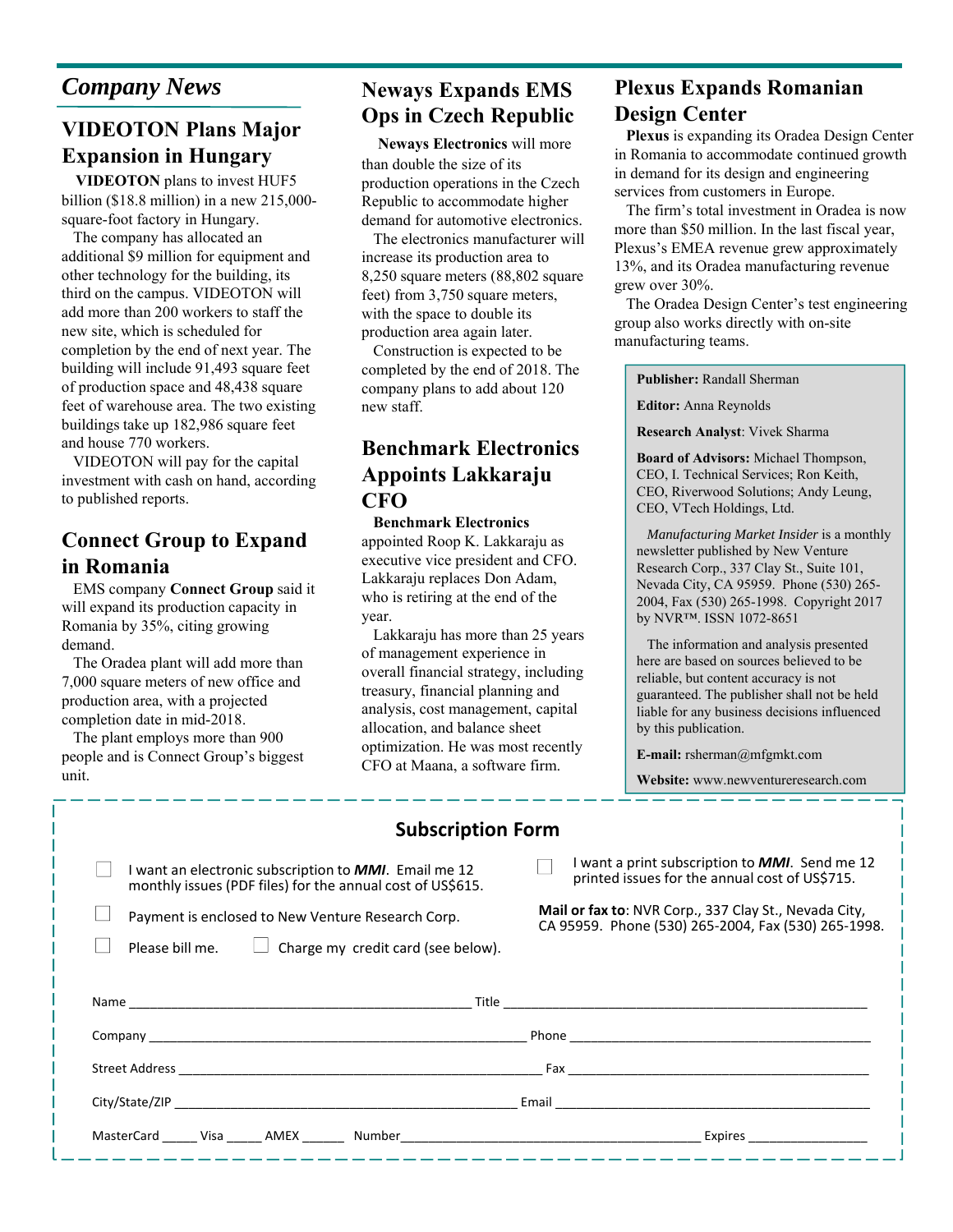## *Company News*

### VIDEOTON Plans Major Expansion in Hungary

**VIDEOTON** plans to invest HUF5 billion ($18.8 million) in a new 215,000-square-foot factory in Hungary.

The company has allocated an additional $9 million for equipment and other technology for the building, its third on the campus. VIDEOTON will add more than 200 workers to staff the new site, which is scheduled for completion by the end of next year. The building will include 91,493 square feet of production space and 48,438 square feet of warehouse area. The two existing buildings take up 182,986 square feet and house 770 workers.

VIDEOTON will pay for the capital investment with cash on hand, according to published reports.

### Connect Group to Expand in Romania

EMS company **Connect Group** said it will expand its production capacity in Romania by 35%, citing growing demand.

The Oradea plant will add more than 7,000 square meters of new office and production area, with a projected completion date in mid-2018.

The plant employs more than 900 people and is Connect Group's biggest unit.

### Neways Expands EMS Ops in Czech Republic

**Neways Electronics** will more than double the size of its production operations in the Czech Republic to accommodate higher demand for automotive electronics.

The electronics manufacturer will increase its production area to 8,250 square meters (88,802 square feet) from 3,750 square meters, with the space to double its production area again later.

Construction is expected to be completed by the end of 2018. The company plans to add about 120 new staff.

### Benchmark Electronics Appoints Lakkaraju CFO

**Benchmark Electronics** appointed Roop K. Lakkaraju as executive vice president and CFO. Lakkaraju replaces Don Adam, who is retiring at the end of the year.

Lakkaraju has more than 25 years of management experience in overall financial strategy, including treasury, financial planning and analysis, cost management, capital allocation, and balance sheet optimization. He was most recently CFO at Maana, a software firm.

### Plexus Expands Romanian Design Center

**Plexus** is expanding its Oradea Design Center in Romania to accommodate continued growth in demand for its design and engineering services from customers in Europe.

The firm's total investment in Oradea is now more than $50 million. In the last fiscal year, Plexus's EMEA revenue grew approximately 13%, and its Oradea manufacturing revenue grew over 30%.

The Oradea Design Center's test engineering group also works directly with on-site manufacturing teams.

**Publisher:** Randall Sherman

**Editor:** Anna Reynolds

**Research Analyst**: Vivek Sharma

**Board of Advisors:** Michael Thompson, CEO, I. Technical Services; Ron Keith, CEO, Riverwood Solutions; Andy Leung, CEO, VTech Holdings, Ltd.

*Manufacturing Market Insider* is a monthly newsletter published by New Venture Research Corp., 337 Clay St., Suite 101, Nevada City, CA 95959. Phone (530) 265-2004, Fax (530) 265-1998. Copyright 2017 by NVR™. ISSN 1072-8651

The information and analysis presented here are based on sources believed to be reliable, but content accuracy is not guaranteed. The publisher shall not be held liable for any business decisions influenced by this publication.

**E-mail:** rsherman@mfgmkt.com

**Website:** www.newventureresearch.com

### Subscription Form

☐ I want an electronic subscription to ***MMI***. Email me 12 monthly issues (PDF files) for the annual cost of US$615.

☐ I want a print subscription to ***MMI***. Send me 12 printed issues for the annual cost of US$715.

☐ Payment is enclosed to New Venture Research Corp.

☐ Please bill me. ☐ Charge my credit card (see below).

**Mail or fax to**: NVR Corp., 337 Clay St., Nevada City, CA 95959. Phone (530) 265-2004, Fax (530) 265-1998.

Name ____________________ Title ____________________

Company ____________________ Phone ____________________

Street Address ____________________ Fax ____________________

City/State/ZIP ____________________ Email ____________________

MasterCard _____ Visa _____ AMEX ______ Number ____________________ Expires ____________